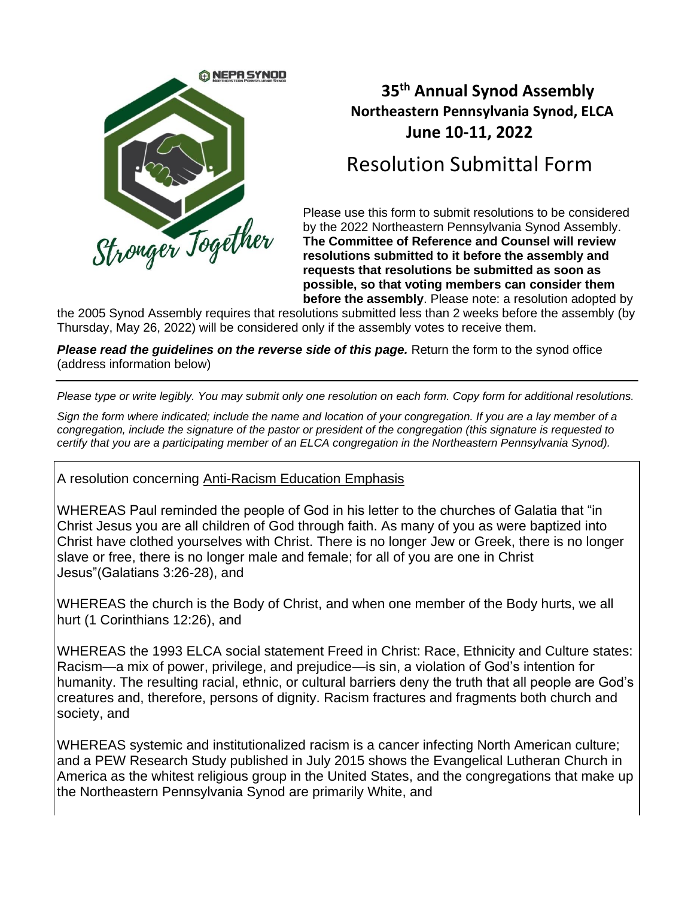# 35th Annual Synod Assembly

## Northeastern Pennsylvania Synod, ELCA

## June 10-11, 2022

# Resolution Submittal Form

Please use this form to submit resolutions to be considered by the 2022 Northeastern Pennsylvania Synod Assembly. **The Committee of Reference and Counsel will review resolutions submitted to it before the assembly and requests that resolutions be submitted as soon as possible, so that voting members can consider them before the assembly**. Please note: a resolution adopted by the 2005 Synod Assembly requires that resolutions submitted less than 2 weeks before the assembly (by Thursday, May 26, 2022) will be considered only if the assembly votes to receive them.

***Please read the guidelines on the reverse side of this page.*** Return the form to the synod office (address information below)

---

*Please type or write legibly. You may submit only one resolution on each form. Copy form for additional resolutions.*

*Sign the form where indicated; include the name and location of your congregation. If you are a lay member of a congregation, include the signature of the pastor or president of the congregation (this signature is requested to certify that you are a participating member of an ELCA congregation in the Northeastern Pennsylvania Synod).*

A resolution concerning Anti-Racism Education Emphasis

WHEREAS Paul reminded the people of God in his letter to the churches of Galatia that "in Christ Jesus you are all children of God through faith. As many of you as were baptized into Christ have clothed yourselves with Christ. There is no longer Jew or Greek, there is no longer slave or free, there is no longer male and female; for all of you are one in Christ Jesus"(Galatians 3:26-28), and

WHEREAS the church is the Body of Christ, and when one member of the Body hurts, we all hurt (1 Corinthians 12:26), and

WHEREAS the 1993 ELCA social statement Freed in Christ: Race, Ethnicity and Culture states: Racism—a mix of power, privilege, and prejudice—is sin, a violation of God's intention for humanity. The resulting racial, ethnic, or cultural barriers deny the truth that all people are God's creatures and, therefore, persons of dignity. Racism fractures and fragments both church and society, and

WHEREAS systemic and institutionalized racism is a cancer infecting North American culture; and a PEW Research Study published in July 2015 shows the Evangelical Lutheran Church in America as the whitest religious group in the United States, and the congregations that make up the Northeastern Pennsylvania Synod are primarily White, and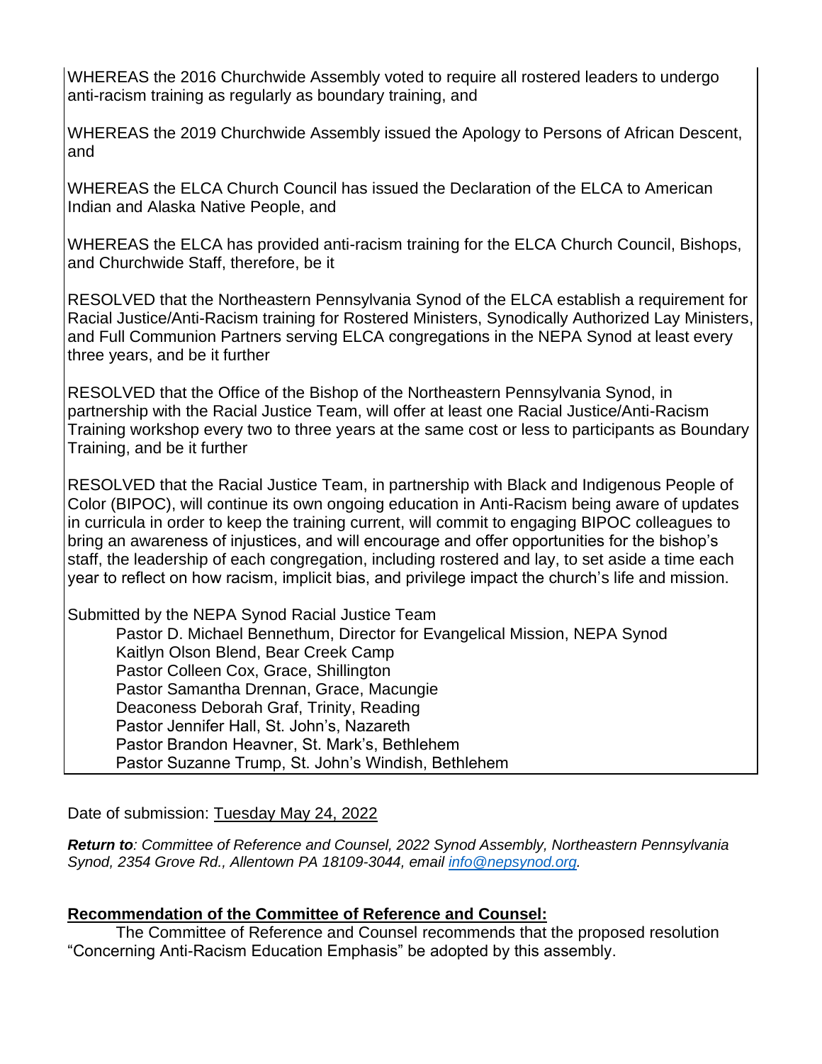WHEREAS the 2016 Churchwide Assembly voted to require all rostered leaders to undergo anti-racism training as regularly as boundary training, and

WHEREAS the 2019 Churchwide Assembly issued the Apology to Persons of African Descent, and

WHEREAS the ELCA Church Council has issued the Declaration of the ELCA to American Indian and Alaska Native People, and

WHEREAS the ELCA has provided anti-racism training for the ELCA Church Council, Bishops, and Churchwide Staff, therefore, be it

RESOLVED that the Northeastern Pennsylvania Synod of the ELCA establish a requirement for Racial Justice/Anti-Racism training for Rostered Ministers, Synodically Authorized Lay Ministers, and Full Communion Partners serving ELCA congregations in the NEPA Synod at least every three years, and be it further

RESOLVED that the Office of the Bishop of the Northeastern Pennsylvania Synod, in partnership with the Racial Justice Team, will offer at least one Racial Justice/Anti-Racism Training workshop every two to three years at the same cost or less to participants as Boundary Training, and be it further

RESOLVED that the Racial Justice Team, in partnership with Black and Indigenous People of Color (BIPOC), will continue its own ongoing education in Anti-Racism being aware of updates in curricula in order to keep the training current, will commit to engaging BIPOC colleagues to bring an awareness of injustices, and will encourage and offer opportunities for the bishop's staff, the leadership of each congregation, including rostered and lay, to set aside a time each year to reflect on how racism, implicit bias, and privilege impact the church's life and mission.

Submitted by the NEPA Synod Racial Justice Team

Pastor D. Michael Bennethum, Director for Evangelical Mission, NEPA Synod
Kaitlyn Olson Blend, Bear Creek Camp
Pastor Colleen Cox, Grace, Shillington
Pastor Samantha Drennan, Grace, Macungie
Deaconess Deborah Graf, Trinity, Reading
Pastor Jennifer Hall, St. John's, Nazareth
Pastor Brandon Heavner, St. Mark's, Bethlehem
Pastor Suzanne Trump, St. John's Windish, Bethlehem

Date of submission: Tuesday May 24, 2022

***Return to**: Committee of Reference and Counsel, 2022 Synod Assembly, Northeastern Pennsylvania Synod, 2354 Grove Rd., Allentown PA 18109-3044, email [info@nepsynod.org](mailto:info@nepsynod.org).*

**Recommendation of the Committee of Reference and Counsel:**

The Committee of Reference and Counsel recommends that the proposed resolution "Concerning Anti-Racism Education Emphasis" be adopted by this assembly.